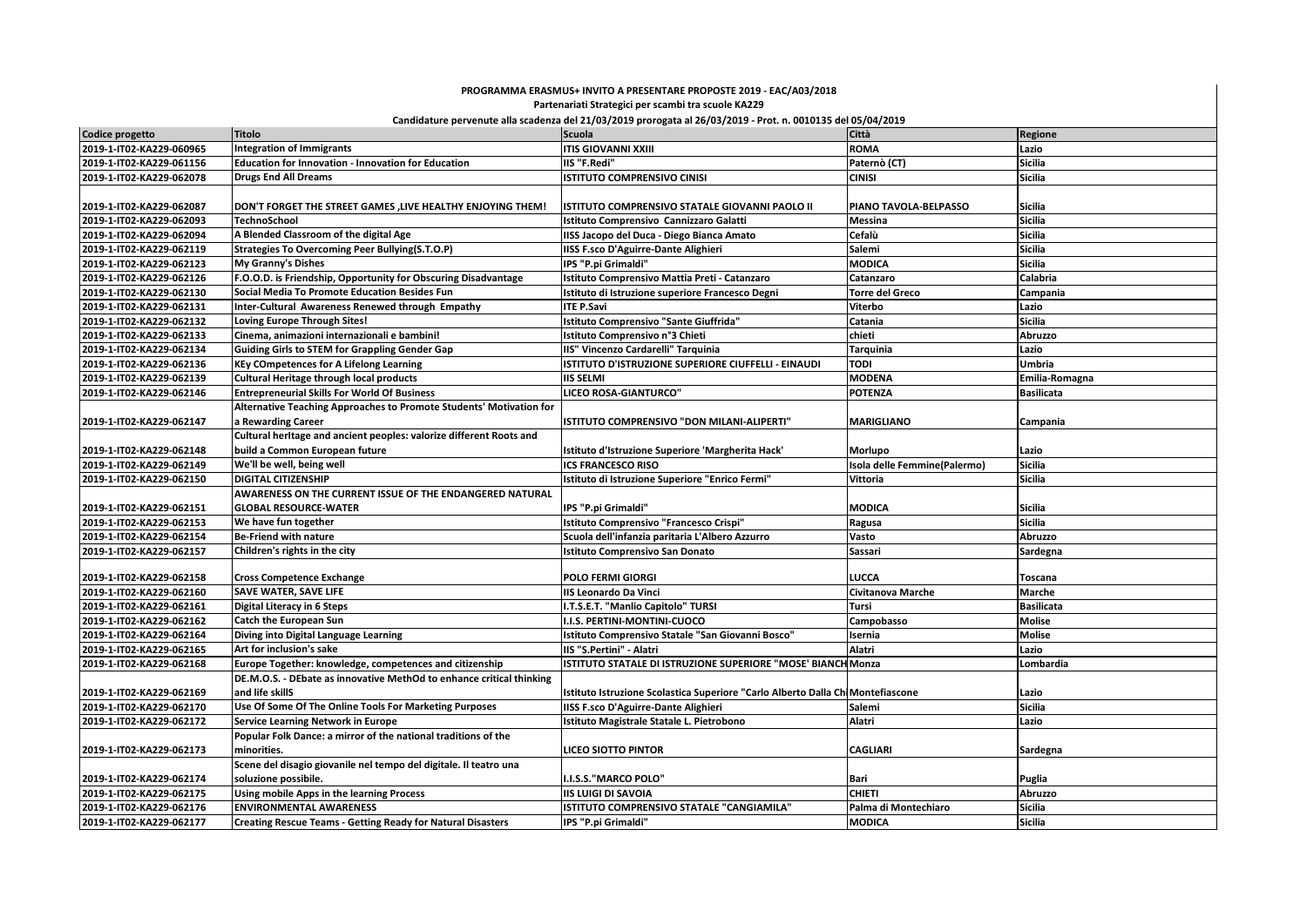**PROGRAMMA ERASMUS+ INVITO A PRESENTARE PROPOSTE 2019 - EAC/A03/2018**

**Partenariati Strategici per scambi tra scuole KA229**

**Candidature pervenute alla scadenza del 21/03/2019 prorogata al 26/03/2019 - Prot. n. 0010135 del 05/04/2019**

| Codice progetto | Titolo | Scuola | Città | Regione |
|---|---|---|---|---|
| 2019-1-IT02-KA229-060965 | Integration of Immigrants | ITIS GIOVANNI XXIII | ROMA | Lazio |
| 2019-1-IT02-KA229-061156 | Education for Innovation - Innovation for Education | IIS "F.Redi" | Paternò (CT) | Sicilia |
| 2019-1-IT02-KA229-062078 | Drugs End All Dreams | ISTITUTO COMPRENSIVO CINISI | CINISI | Sicilia |
| 2019-1-IT02-KA229-062087 | DON'T FORGET THE STREET GAMES ,LIVE HEALTHY ENJOYING THEM! | ISTITUTO COMPRENSIVO STATALE GIOVANNI PAOLO II | PIANO TAVOLA-BELPASSO | Sicilia |
| 2019-1-IT02-KA229-062093 | TechnoSchool | Istituto Comprensivo Cannizzaro Galatti | Messina | Sicilia |
| 2019-1-IT02-KA229-062094 | A Blended Classroom of the digital Age | IISS Jacopo del Duca - Diego Bianca Amato | Cefalù | Sicilia |
| 2019-1-IT02-KA229-062119 | Strategies To Overcoming Peer Bullying(S.T.O.P) | IISS F.sco D'Aguirre-Dante Alighieri | Salemi | Sicilia |
| 2019-1-IT02-KA229-062123 | My Granny's Dishes | IPS "P.pi Grimaldi" | MODICA | Sicilia |
| 2019-1-IT02-KA229-062126 | F.O.O.D. is Friendship, Opportunity for Obscuring Disadvantage | Istituto Comprensivo Mattia Preti - Catanzaro | Catanzaro | Calabria |
| 2019-1-IT02-KA229-062130 | Social Media To Promote Education Besides Fun | Istituto di Istruzione superiore Francesco Degni | Torre del Greco | Campania |
| 2019-1-IT02-KA229-062131 | Inter-Cultural Awareness Renewed through Empathy | ITE P.Savi | Viterbo | Lazio |
| 2019-1-IT02-KA229-062132 | Loving Europe Through Sites! | Istituto Comprensivo "Sante Giuffrida" | Catania | Sicilia |
| 2019-1-IT02-KA229-062133 | Cinema, animazioni internazionali e bambini! | Istituto Comprensivo n°3 Chieti | chieti | Abruzzo |
| 2019-1-IT02-KA229-062134 | Guiding Girls to STEM for Grappling Gender Gap | IIS" Vincenzo Cardarelli" Tarquinia | Tarquinia | Lazio |
| 2019-1-IT02-KA229-062136 | KEy COmpetences for A Lifelong Learning | ISTITUTO D'ISTRUZIONE SUPERIORE CIUFFELLI - EINAUDI | TODI | Umbria |
| 2019-1-IT02-KA229-062139 | Cultural Heritage through local products | IIS SELMI | MODENA | Emilia-Romagna |
| 2019-1-IT02-KA229-062146 | Entrepreneurial Skills For World Of Business | LICEO ROSA-GIANTURCO" | POTENZA | Basilicata |
| 2019-1-IT02-KA229-062147 | Alternative Teaching Approaches to Promote Students' Motivation for a Rewarding Career | ISTITUTO COMPRENSIVO "DON MILANI-ALIPERTI" | MARIGLIANO | Campania |
| 2019-1-IT02-KA229-062148 | Cultural herItage and ancient peoples: valorize different Roots and build a Common European future | Istituto d'Istruzione Superiore 'Margherita Hack' | Morlupo | Lazio |
| 2019-1-IT02-KA229-062149 | We'll be well, being well | ICS FRANCESCO RISO | Isola delle Femmine(Palermo) | Sicilia |
| 2019-1-IT02-KA229-062150 | DIGITAL CITIZENSHIP | Istituto di Istruzione Superiore "Enrico Fermi" | Vittoria | Sicilia |
| 2019-1-IT02-KA229-062151 | AWARENESS ON THE CURRENT ISSUE OF THE ENDANGERED NATURAL GLOBAL RESOURCE-WATER | IPS "P.pi Grimaldi" | MODICA | Sicilia |
| 2019-1-IT02-KA229-062153 | We have fun together | Istituto Comprensivo "Francesco Crispi" | Ragusa | Sicilia |
| 2019-1-IT02-KA229-062154 | Be-Friend with nature | Scuola dell'infanzia paritaria L'Albero Azzurro | Vasto | Abruzzo |
| 2019-1-IT02-KA229-062157 | Children's rights in the city | Istituto Comprensivo San Donato | Sassari | Sardegna |
| 2019-1-IT02-KA229-062158 | Cross Competence Exchange | POLO FERMI GIORGI | LUCCA | Toscana |
| 2019-1-IT02-KA229-062160 | SAVE WATER, SAVE LIFE | IIS Leonardo Da Vinci | Civitanova Marche | Marche |
| 2019-1-IT02-KA229-062161 | Digital Literacy in 6 Steps | I.T.S.E.T. "Manlio Capitolo" TURSI | Tursi | Basilicata |
| 2019-1-IT02-KA229-062162 | Catch the European Sun | I.I.S. PERTINI-MONTINI-CUOCO | Campobasso | Molise |
| 2019-1-IT02-KA229-062164 | Diving into Digital Language Learning | Istituto Comprensivo Statale "San Giovanni Bosco" | Isernia | Molise |
| 2019-1-IT02-KA229-062165 | Art for inclusion's sake | IIS "S.Pertini" - Alatri | Alatri | Lazio |
| 2019-1-IT02-KA229-062168 | Europe Together: knowledge, competences and citizenship | ISTITUTO STATALE DI ISTRUZIONE SUPERIORE "MOSE' BIANCH | Monza | Lombardia |
| 2019-1-IT02-KA229-062169 | DE.M.O.S. - DEbate as innovative MethOd to enhance critical thinking and life skillS | Istituto Istruzione Scolastica Superiore "Carlo Alberto Dalla Ch | Montefiascone | Lazio |
| 2019-1-IT02-KA229-062170 | Use Of Some Of The Online Tools For Marketing Purposes | IISS F.sco D'Aguirre-Dante Alighieri | Salemi | Sicilia |
| 2019-1-IT02-KA229-062172 | Service Learning Network in Europe | Istituto Magistrale Statale L. Pietrobono | Alatri | Lazio |
| 2019-1-IT02-KA229-062173 | Popular Folk Dance: a mirror of the national traditions of the minorities. | LICEO SIOTTO PINTOR | CAGLIARI | Sardegna |
| 2019-1-IT02-KA229-062174 | Scene del disagio giovanile nel tempo del digitale. Il teatro una soluzione possibile. | I.I.S.S."MARCO POLO" | Bari | Puglia |
| 2019-1-IT02-KA229-062175 | Using mobile Apps in the learning Process | IIS LUIGI DI SAVOIA | CHIETI | Abruzzo |
| 2019-1-IT02-KA229-062176 | ENVIRONMENTAL AWARENESS | ISTITUTO COMPRENSIVO STATALE "CANGIAMILA" | Palma di Montechiaro | Sicilia |
| 2019-1-IT02-KA229-062177 | Creating Rescue Teams - Getting Ready for Natural Disasters | IPS "P.pi Grimaldi" | MODICA | Sicilia |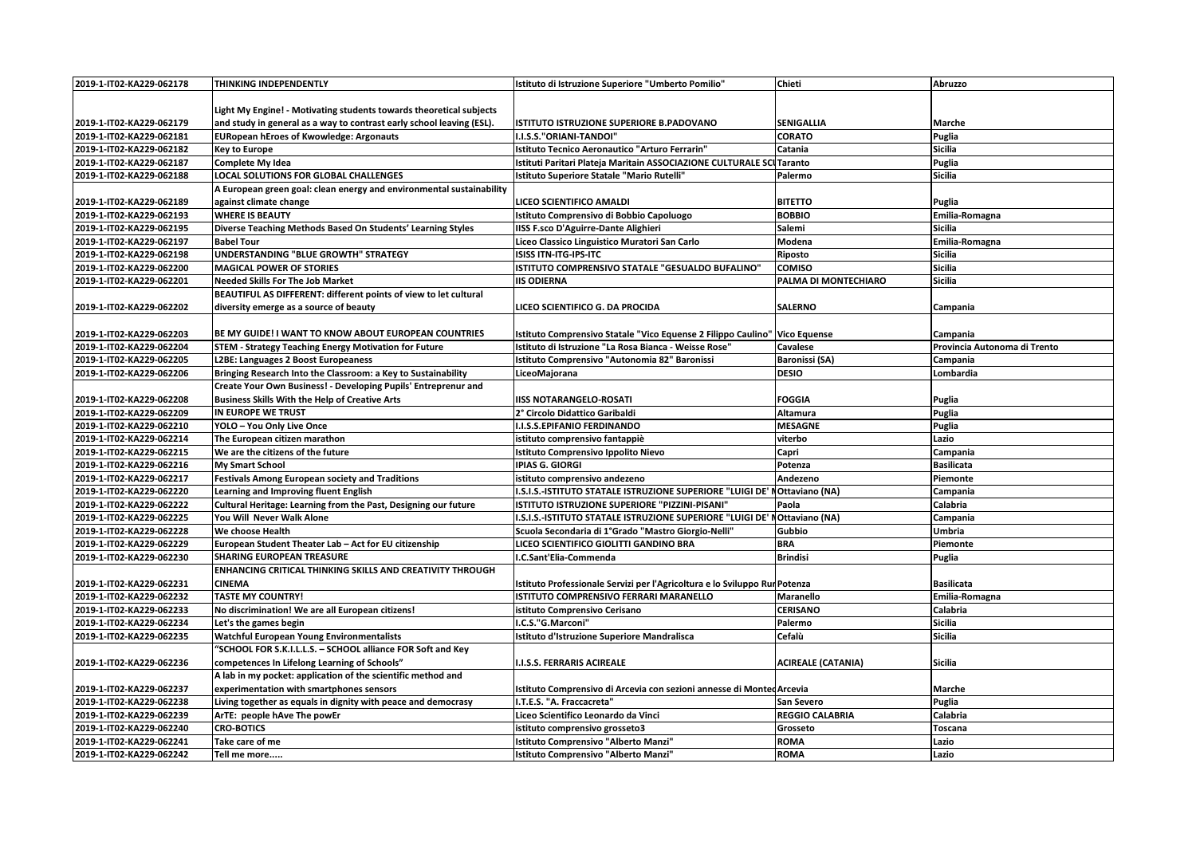| 2019-1-IT02-KA229-062178 | THINKING INDEPENDENTLY | Istituto di Istruzione Superiore "Umberto Pomilio" | Chieti | Abruzzo |
|---|---|---|---|---|
| 2019-1-IT02-KA229-062179 | Light My Engine! - Motivating students towards theoretical subjects and study in general as a way to contrast early school leaving (ESL). | ISTITUTO ISTRUZIONE SUPERIORE B.PADOVANO | SENIGALLIA | Marche |
| 2019-1-IT02-KA229-062181 | EURopean hEroes of Kwowledge: Argonauts | I.I.S.S."ORIANI-TANDOI" | CORATO | Puglia |
| 2019-1-IT02-KA229-062182 | Key to Europe | Istituto Tecnico Aeronautico "Arturo Ferrarin" | Catania | Sicilia |
| 2019-1-IT02-KA229-062187 | Complete My Idea | Istituti Paritari Plateja Maritain ASSOCIAZIONE CULTURALE SCU | Taranto | Puglia |
| 2019-1-IT02-KA229-062188 | LOCAL SOLUTIONS FOR GLOBAL CHALLENGES | Istituto Superiore Statale "Mario Rutelli" | Palermo | Sicilia |
| 2019-1-IT02-KA229-062189 | A European green goal: clean energy and environmental sustainability against climate change | LICEO SCIENTIFICO AMALDI | BITETTO | Puglia |
| 2019-1-IT02-KA229-062193 | WHERE IS BEAUTY | Istituto Comprensivo di Bobbio Capoluogo | BOBBIO | Emilia-Romagna |
| 2019-1-IT02-KA229-062195 | Diverse Teaching Methods Based On Students' Learning Styles | IISS F.sco D'Aguirre-Dante Alighieri | Salemi | Sicilia |
| 2019-1-IT02-KA229-062197 | Babel Tour | Liceo Classico Linguistico Muratori San Carlo | Modena | Emilia-Romagna |
| 2019-1-IT02-KA229-062198 | UNDERSTANDING "BLUE GROWTH" STRATEGY | ISISS ITN-ITG-IPS-ITC | Riposto | Sicilia |
| 2019-1-IT02-KA229-062200 | MAGICAL POWER OF STORIES | ISTITUTO COMPRENSIVO STATALE "GESUALDO BUFALINO" | COMISO | Sicilia |
| 2019-1-IT02-KA229-062201 | Needed Skills For The Job Market | IIS ODIERNA | PALMA DI MONTECHIARO | Sicilia |
| 2019-1-IT02-KA229-062202 | BEAUTIFUL AS DIFFERENT: different points of view to let cultural diversity emerge as a source of beauty | LICEO SCIENTIFICO G. DA PROCIDA | SALERNO | Campania |
| 2019-1-IT02-KA229-062203 | BE MY GUIDE! I WANT TO KNOW ABOUT EUROPEAN COUNTRIES | Istituto Comprensivo Statale "Vico Equense 2 Filippo Caulino" | Vico Equense | Campania |
| 2019-1-IT02-KA229-062204 | STEM - Strategy Teaching Energy Motivation for Future | Istituto di Istruzione "La Rosa Bianca - Weisse Rose" | Cavalese | Provincia Autonoma di Trento |
| 2019-1-IT02-KA229-062205 | L2BE: Languages 2 Boost Europeaness | Istituto Comprensivo "Autonomia 82" Baronissi | Baronissi (SA) | Campania |
| 2019-1-IT02-KA229-062206 | Bringing Research Into the Classroom: a Key to Sustainability | LiceoMajorana | DESIO | Lombardia |
| 2019-1-IT02-KA229-062208 | Create Your Own Business! - Developing Pupils' Entreprenur and Business Skills With the Help of Creative Arts | IISS NOTARANGELO-ROSATI | FOGGIA | Puglia |
| 2019-1-IT02-KA229-062209 | IN EUROPE WE TRUST | 2° Circolo Didattico Garibaldi | Altamura | Puglia |
| 2019-1-IT02-KA229-062210 | YOLO – You Only Live Once | I.I.S.S.EPIFANIO FERDINANDO | MESAGNE | Puglia |
| 2019-1-IT02-KA229-062214 | The European citizen marathon | istituto comprensivo fantappiè | viterbo | Lazio |
| 2019-1-IT02-KA229-062215 | We are the citizens of the future | Istituto Comprensivo Ippolito Nievo | Capri | Campania |
| 2019-1-IT02-KA229-062216 | My Smart School | IPIAS G. GIORGI | Potenza | Basilicata |
| 2019-1-IT02-KA229-062217 | Festivals Among European society and Traditions | istituto comprensivo andezeno | Andezeno | Piemonte |
| 2019-1-IT02-KA229-062220 | Learning and Improving fluent English | I.S.I.S.-ISTITUTO STATALE ISTRUZIONE SUPERIORE "LUIGI DE' N | Ottaviano (NA) | Campania |
| 2019-1-IT02-KA229-062222 | Cultural Heritage: Learning from the Past, Designing our future | ISTITUTO ISTRUZIONE SUPERIORE "PIZZINI-PISANI" | Paola | Calabria |
| 2019-1-IT02-KA229-062225 | You Will Never Walk Alone | I.S.I.S.-ISTITUTO STATALE ISTRUZIONE SUPERIORE "LUIGI DE' N | Ottaviano (NA) | Campania |
| 2019-1-IT02-KA229-062228 | We choose Health | Scuola Secondaria di 1°Grado "Mastro Giorgio-Nelli" | Gubbio | Umbria |
| 2019-1-IT02-KA229-062229 | European Student Theater Lab – Act for EU citizenship | LICEO SCIENTIFICO GIOLITTI GANDINO BRA | BRA | Piemonte |
| 2019-1-IT02-KA229-062230 | SHARING EUROPEAN TREASURE | I.C.Sant'Elia-Commenda | Brindisi | Puglia |
| 2019-1-IT02-KA229-062231 | ENHANCING CRITICAL THINKING SKILLS AND CREATIVITY THROUGH CINEMA | Istituto Professionale Servizi per l'Agricoltura e lo Sviluppo Rur | Potenza | Basilicata |
| 2019-1-IT02-KA229-062232 | TASTE MY COUNTRY! | ISTITUTO COMPRENSIVO FERRARI MARANELLO | Maranello | Emilia-Romagna |
| 2019-1-IT02-KA229-062233 | No discrimination! We are all European citizens! | istituto Comprensivo Cerisano | CERISANO | Calabria |
| 2019-1-IT02-KA229-062234 | Let's the games begin | I.C.S."G.Marconi" | Palermo | Sicilia |
| 2019-1-IT02-KA229-062235 | Watchful European Young Environmentalists | Istituto d'Istruzione Superiore Mandralisca | Cefalù | Sicilia |
| 2019-1-IT02-KA229-062236 | "SCHOOL FOR S.K.I.L.L.S. – SCHOOL alliance FOR Soft and Key competences In Lifelong Learning of Schools" | I.I.S.S. FERRARIS ACIREALE | ACIREALE (CATANIA) | Sicilia |
| 2019-1-IT02-KA229-062237 | A lab in my pocket: application of the scientific method and experimentation with smartphones sensors | Istituto Comprensivo di Arcevia con sezioni annesse di Monted | Arcevia | Marche |
| 2019-1-IT02-KA229-062238 | Living together as equals in dignity with peace and democrasy | I.T.E.S. "A. Fraccacreta" | San Severo | Puglia |
| 2019-1-IT02-KA229-062239 | ArTE: people hAve The powEr | Liceo Scientifico Leonardo da Vinci | REGGIO CALABRIA | Calabria |
| 2019-1-IT02-KA229-062240 | CRO-BOTICS | istituto comprensivo grosseto3 | Grosseto | Toscana |
| 2019-1-IT02-KA229-062241 | Take care of me | Istituto Comprensivo "Alberto Manzi" | ROMA | Lazio |
| 2019-1-IT02-KA229-062242 | Tell me more..... | Istituto Comprensivo "Alberto Manzi" | ROMA | Lazio |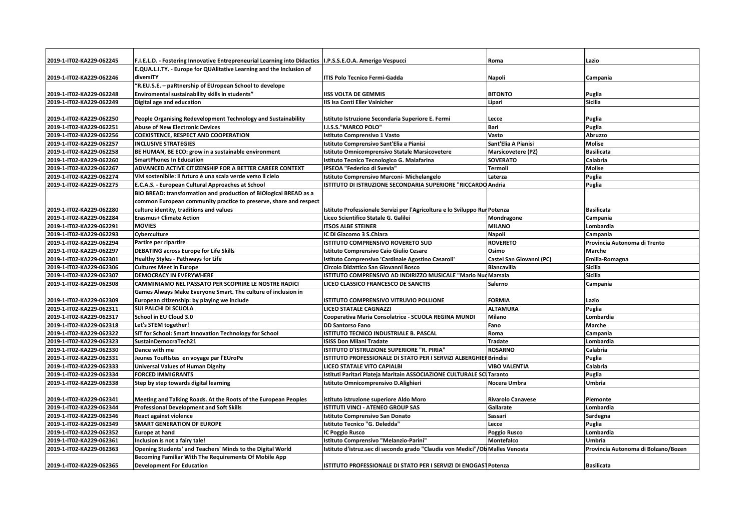| | | | | |
|---|---|---|---|---|
| 2019-1-IT02-KA229-062245 | F.I.E.L.D. - Fostering Innovative Entrepreneurial Learning into Didactics | I.P.S.S.E.O.A. Amerigo Vespucci | Roma | Lazio |
| 2019-1-IT02-KA229-062246 | E.QUA.L.I.TY. - Europe for QUAlitative Learning and the Inclusion of diversiTY | ITIS Polo Tecnico Fermi-Gadda | Napoli | Campania |
| 2019-1-IT02-KA229-062248 | "R.EU.S.E. – paRtnership of EUropean School to develope Enviromental sustainability skills in students" | IISS VOLTA DE GEMMIS | BITONTO | Puglia |
| 2019-1-IT02-KA229-062249 | Digital age and education | IIS Isa Conti Eller Vainicher | Lipari | Sicilia |
| 2019-1-IT02-KA229-062250 | People Organising Redevelopment Technology and Sustainability | Istituto Istruzione Secondaria Superiore E. Fermi | Lecce | Puglia |
| 2019-1-IT02-KA229-062251 | Abuse of New Electronic Devices | I.I.S.S."MARCO POLO" | Bari | Puglia |
| 2019-1-IT02-KA229-062256 | COEXISTENCE, RESPECT AND COOPERATION | Istituto Comprensivo 1 Vasto | Vasto | Abruzzo |
| 2019-1-IT02-KA229-062257 | INCLUSIVE STRATEGIES | Istituto Comprensivo Sant'Elia a Pianisi | Sant'Elia A Pianisi | Molise |
| 2019-1-IT02-KA229-062258 | BE HUMAN, BE ECO: grow in a sustainable environment | Istituto Omnicomprensivo Statale Marsicovetere | Marsicovetere (PZ) | Basilicata |
| 2019-1-IT02-KA229-062260 | SmartPhones In Education | Istituto Tecnico Tecnologico G. Malafarina | SOVERATO | Calabria |
| 2019-1-IT02-KA229-062267 | ADVANCED ACTIVE CITIZENSHIP FOR A BETTER CAREER CONTEXT | IPSEOA "Federico di Svevia" | Termoli | Molise |
| 2019-1-IT02-KA229-062274 | Vivi sostenibile: Il futuro è una scala verde verso il cielo | Istituto Comprensivo Marconi- Michelangelo | Laterza | Puglia |
| 2019-1-IT02-KA229-062275 | E.C.A.S. - European Cultural Approaches at School | ISTITUTO DI ISTRUZIONE SECONDARIA SUPERIORE "RICCARDO | Andria | Puglia |
| 2019-1-IT02-KA229-062280 | BIO BREAD: transformation and production of BIOlogical BREAD as a common European community practice to preserve, share and respect culture identity, traditions and values | Istituto Professionale Servizi per l'Agricoltura e lo Sviluppo Rur | Potenza | Basilicata |
| 2019-1-IT02-KA229-062284 | Erasmus+ Climate Action | Liceo Scientifico Statale G. Galilei | Mondragone | Campania |
| 2019-1-IT02-KA229-062291 | MOVIES | ITSOS ALBE STEINER | MILANO | Lombardia |
| 2019-1-IT02-KA229-062293 | Cyberculture | IC Di Giacomo 3 S.Chiara | Napoli | Campania |
| 2019-1-IT02-KA229-062294 | Partire per ripartire | ISTITUTO COMPRENSIVO ROVERETO SUD | ROVERETO | Provincia Autonoma di Trento |
| 2019-1-IT02-KA229-062297 | DEBATING across Europe for Life Skills | Istituto Comprensivo Caio Giulio Cesare | Osimo | Marche |
| 2019-1-IT02-KA229-062301 | Healthy Styles - Pathways for Life | Istituto Comprensivo 'Cardinale Agostino Casaroli' | Castel San Giovanni (PC) | Emilia-Romagna |
| 2019-1-IT02-KA229-062306 | Cultures Meet in Europe | Circolo Didattico San Giovanni Bosco | Biancavilla | Sicilia |
| 2019-1-IT02-KA229-062307 | DEMOCRACY IN EVERYWHERE | ISTITUTO COMPRENSIVO AD INDIRIZZO MUSICALE "Mario Nuo | Marsala | Sicilia |
| 2019-1-IT02-KA229-062308 | CAMMINIAMO NEL PASSATO PER SCOPRIRE LE NOSTRE RADICI | LICEO CLASSICO FRANCESCO DE SANCTIS | Salerno | Campania |
| 2019-1-IT02-KA229-062309 | Games Always Make Everyone Smart. The culture of inclusion in European citizenship: by playing we include | ISTITUTO COMPRENSIVO VITRUVIO POLLIONE | FORMIA | Lazio |
| 2019-1-IT02-KA229-062311 | SUI PALCHI DI SCUOLA | LICEO STATALE CAGNAZZI | ALTAMURA | Puglia |
| 2019-1-IT02-KA229-062317 | School in EU Cloud 3.0 | Cooperativa Maria Consolatrice - SCUOLA REGINA MUNDI | Milano | Lombardia |
| 2019-1-IT02-KA229-062318 | Let's STEM together! | DD Santorso Fano | Fano | Marche |
| 2019-1-IT02-KA229-062322 | SIT for School: Smart Innovation Technology for School | ISTITUTO TECNICO INDUSTRIALE B. PASCAL | Roma | Campania |
| 2019-1-IT02-KA229-062323 | SustainDemocraTech21 | ISISS Don Milani Tradate | Tradate | Lombardia |
| 2019-1-IT02-KA229-062330 | Dance with me | ISTITUTO D'ISTRUZIONE SUPERIORE "R. PIRIA" | ROSARNO | Calabria |
| 2019-1-IT02-KA229-062331 | Jeunes TouRIstes en voyage par l'EUroPe | ISTITUTO PROFESSIONALE DI STATO PER I SERVIZI ALBERGHIEF | Brindisi | Puglia |
| 2019-1-IT02-KA229-062333 | Universal Values of Human Dignity | LICEO STATALE VITO CAPIALBI | VIBO VALENTIA | Calabria |
| 2019-1-IT02-KA229-062334 | FORCED IMMIGRANTS | Istituti Paritari Plateja Maritain ASSOCIAZIONE CULTURALE SCU | Taranto | Puglia |
| 2019-1-IT02-KA229-062338 | Step by step towards digital learning | Istituto Omnicomprensivo D.Alighieri | Nocera Umbra | Umbria |
| 2019-1-IT02-KA229-062341 | Meeting and Talking Roads. At the Roots of the European Peoples | istituto istruzione superiore Aldo Moro | Rivarolo Canavese | Piemonte |
| 2019-1-IT02-KA229-062344 | Professional Development and Soft Skills | ISTITUTI VINCI - ATENEO GROUP SAS | Gallarate | Lombardia |
| 2019-1-IT02-KA229-062346 | React against violence | Istituto Comprensivo San Donato | Sassari | Sardegna |
| 2019-1-IT02-KA229-062349 | SMART GENERATION OF EUROPE | Istituto Tecnico "G. Deledda" | Lecce | Puglia |
| 2019-1-IT02-KA229-062352 | Europe at hand | IC Poggio Rusco | Poggio Rusco | Lombardia |
| 2019-1-IT02-KA229-062361 | Inclusion is not a fairy tale! | Istituto Comprensivo "Melanzio-Parini" | Montefalco | Umbria |
| 2019-1-IT02-KA229-062363 | Opening Students' and Teachers' Minds to the Digital World | Istituto d'istruz.sec di secondo grado "Claudia von Medici"/Ob | Malles Venosta | Provincia Autonoma di Bolzano/Bozen |
| 2019-1-IT02-KA229-062365 | Becoming Familiar With The Requirements Of Mobile App Development For Education | ISTITUTO PROFESSIONALE DI STATO PER I SERVIZI DI ENOGAST | Potenza | Basilicata |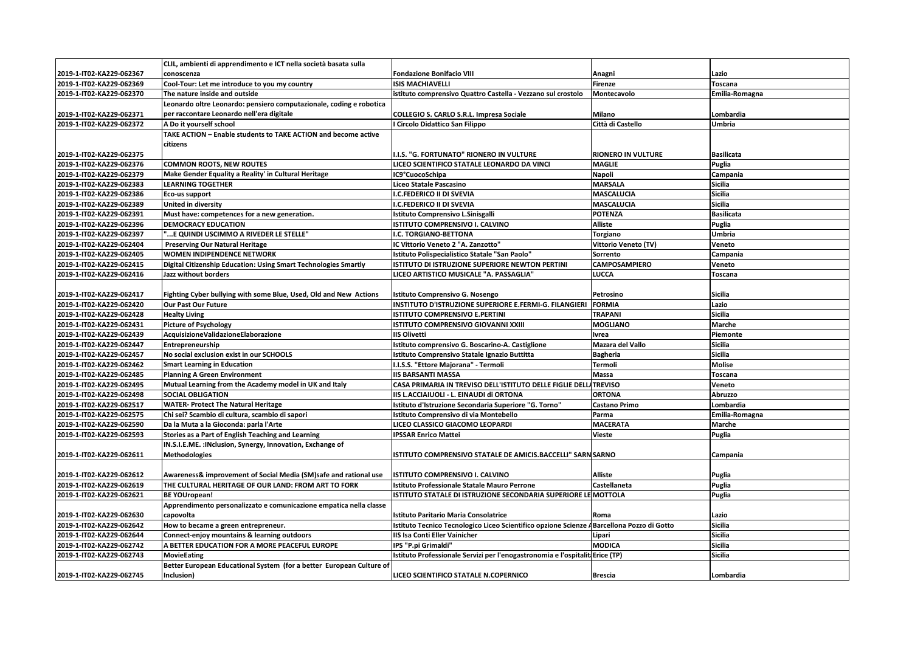| 2019-1-IT02-KA229-062367 | CLIL, ambienti di apprendimento e ICT nella società basata sulla conoscenza | Fondazione Bonifacio VIII | Anagni | Lazio |
|---|---|---|---|---|
| 2019-1-IT02-KA229-062369 | Cool-Tour: Let me introduce to you my country | ISIS MACHIAVELLI | Firenze | Toscana |
| 2019-1-IT02-KA229-062370 | The nature inside and outside | istituto comprensivo Quattro Castella - Vezzano sul crostolo | Montecavolo | Emilia-Romagna |
| 2019-1-IT02-KA229-062371 | Leonardo oltre Leonardo: pensiero computazionale, coding e robotica per raccontare Leonardo nell'era digitale | COLLEGIO S. CARLO S.R.L. Impresa Sociale | Milano | Lombardia |
| 2019-1-IT02-KA229-062372 | A Do it yourself school | I Circolo Didattico San Filippo | Città di Castello | Umbria |
| 2019-1-IT02-KA229-062375 | TAKE ACTION – Enable students to TAKE ACTION and become active citizens | I.I.S. "G. FORTUNATO" RIONERO IN VULTURE | RIONERO IN VULTURE | Basilicata |
| 2019-1-IT02-KA229-062376 | COMMON ROOTS, NEW ROUTES | LICEO SCIENTIFICO STATALE LEONARDO DA VINCI | MAGLIE | Puglia |
| 2019-1-IT02-KA229-062379 | Make Gender Equality a Reality' in Cultural Heritage | IC9°CuocoSchipa | Napoli | Campania |
| 2019-1-IT02-KA229-062383 | LEARNING TOGETHER | Liceo Statale Pascasino | MARSALA | Sicilia |
| 2019-1-IT02-KA229-062386 | Eco-us support | I.C.FEDERICO II DI SVEVIA | MASCALUCIA | Sicilia |
| 2019-1-IT02-KA229-062389 | United in diversity | I.C.FEDERICO II DI SVEVIA | MASCALUCIA | Sicilia |
| 2019-1-IT02-KA229-062391 | Must have: competences for a new generation. | Istituto Comprensivo L.Sinisgalli | POTENZA | Basilicata |
| 2019-1-IT02-KA229-062396 | DEMOCRACY EDUCATION | ISTITUTO COMPRENSIVO I. CALVINO | Alliste | Puglia |
| 2019-1-IT02-KA229-062397 | "...E QUINDI USCIMMO A RIVEDER LE STELLE" | I.C. TORGIANO-BETTONA | Torgiano | Umbria |
| 2019-1-IT02-KA229-062404 | Preserving Our Natural Heritage | IC Vittorio Veneto 2 "A. Zanzotto" | Vittorio Veneto (TV) | Veneto |
| 2019-1-IT02-KA229-062405 | WOMEN INDIPENDENCE NETWORK | Istituto Polispecialistico Statale "San Paolo" | Sorrento | Campania |
| 2019-1-IT02-KA229-062415 | Digital Citizenship Education: Using Smart Technologies Smartly | ISTITUTO DI ISTRUZIONE SUPERIORE NEWTON PERTINI | CAMPOSAMPIERO | Veneto |
| 2019-1-IT02-KA229-062416 | Jazz without borders | LICEO ARTISTICO MUSICALE "A. PASSAGLIA" | LUCCA | Toscana |
| 2019-1-IT02-KA229-062417 | Fighting Cyber bullying with some Blue, Used, Old and New Actions | Istituto Comprensivo G. Nosengo | Petrosino | Sicilia |
| 2019-1-IT02-KA229-062420 | Our Past Our Future | INSTITUTO D'ISTRUZIONE SUPERIORE E.FERMI-G. FILANGIERI | FORMIA | Lazio |
| 2019-1-IT02-KA229-062428 | Healty Living | ISTITUTO COMPRENSIVO E.PERTINI | TRAPANI | Sicilia |
| 2019-1-IT02-KA229-062431 | Picture of Psychology | ISTITUTO COMPRENSIVO GIOVANNI XXIII | MOGLIANO | Marche |
| 2019-1-IT02-KA229-062439 | AcquisizioneValidazioneElaborazione | IIS Olivetti | Ivrea | Piemonte |
| 2019-1-IT02-KA229-062447 | Entrepreneurship | Istituto comprensivo G. Boscarino-A. Castiglione | Mazara del Vallo | Sicilia |
| 2019-1-IT02-KA229-062457 | No social exclusion exist in our SCHOOLS | Istituto Comprensivo Statale Ignazio Buttitta | Bagheria | Sicilia |
| 2019-1-IT02-KA229-062462 | Smart Learning in Education | I.I.S.S. "Ettore Majorana" - Termoli | Termoli | Molise |
| 2019-1-IT02-KA229-062485 | Planning A Green Environment | IIS BARSANTI MASSA | Massa | Toscana |
| 2019-1-IT02-KA229-062495 | Mutual Learning from the Academy model in UK and Italy | CASA PRIMARIA IN TREVISO DELL'ISTITUTO DELLE FIGLIE DELLA | TREVISO | Veneto |
| 2019-1-IT02-KA229-062498 | SOCIAL OBLIGATION | IIS L.ACCIAIUOLI - L. EINAUDI di ORTONA | ORTONA | Abruzzo |
| 2019-1-IT02-KA229-062517 | WATER- Protect The Natural Heritage | Istituto d'Istruzione Secondaria Superiore "G. Torno" | Castano Primo | Lombardia |
| 2019-1-IT02-KA229-062575 | Chi sei? Scambio di cultura, scambio di sapori | Istituto Comprensivo di via Montebello | Parma | Emilia-Romagna |
| 2019-1-IT02-KA229-062590 | Da la Muta a la Gioconda: parla l'Arte | LICEO CLASSICO GIACOMO LEOPARDI | MACERATA | Marche |
| 2019-1-IT02-KA229-062593 | Stories as a Part of English Teaching and Learning | IPSSAR Enrico Mattei | Vieste | Puglia |
| 2019-1-IT02-KA229-062611 | IN.S.I.E.ME. :INclusion, Synergy, Innovation, Exchange of Methodologies | ISTITUTO COMPRENSIVO STATALE DE AMICIS.BACCELLI" SARN | SARNO | Campania |
| 2019-1-IT02-KA229-062612 | Awareness& improvement of Social Media (SM)safe and rational use | ISTITUTO COMPRENSIVO I. CALVINO | Alliste | Puglia |
| 2019-1-IT02-KA229-062619 | THE CULTURAL HERITAGE OF OUR LAND: FROM ART TO FORK | Istituto Professionale Statale Mauro Perrone | Castellaneta | Puglia |
| 2019-1-IT02-KA229-062621 | BE YOUropean! | ISTITUTO STATALE DI ISTRUZIONE SECONDARIA SUPERIORE LE | MOTTOLA | Puglia |
| 2019-1-IT02-KA229-062630 | Apprendimento personalizzato e comunicazione empatica nella classe capovolta | Istituto Paritario Maria Consolatrice | Roma | Lazio |
| 2019-1-IT02-KA229-062642 | How to became a green entrepreneur. | Istituto Tecnico Tecnologico Liceo Scientifico opzione Scienze A | Barcellona Pozzo di Gotto | Sicilia |
| 2019-1-IT02-KA229-062644 | Connect-enjoy mountains & learning outdoors | IIS Isa Conti Eller Vainicher | Lipari | Sicilia |
| 2019-1-IT02-KA229-062742 | A BETTER EDUCATION FOR A MORE PEACEFUL EUROPE | IPS "P.pi Grimaldi" | MODICA | Sicilia |
| 2019-1-IT02-KA229-062743 | MovieEating | Istituto Professionale Servizi per l'enogastronomia e l'ospitalit | Erice (TP) | Sicilia |
| 2019-1-IT02-KA229-062745 | Better European Educational System (for a better European Culture of Inclusion) | LICEO SCIENTIFICO STATALE N.COPERNICO | Brescia | Lombardia |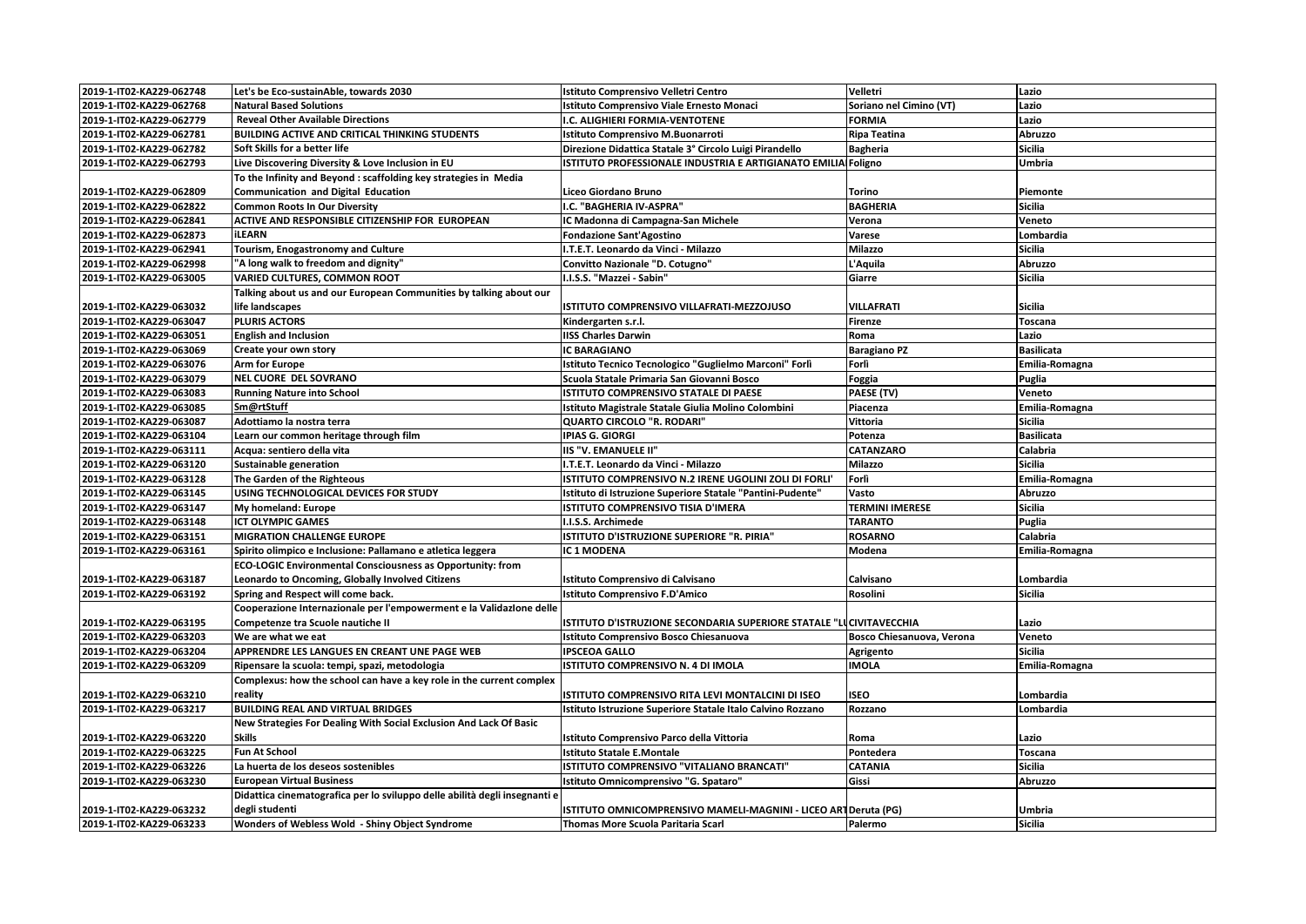| 2019-1-IT02-KA229-062748 | Let's be Eco-sustainAble, towards 2030 | Istituto Comprensivo Velletri Centro | Velletri | Lazio |
|---|---|---|---|---|
| 2019-1-IT02-KA229-062768 | Natural Based Solutions | Istituto Comprensivo Viale Ernesto Monaci | Soriano nel Cimino (VT) | Lazio |
| 2019-1-IT02-KA229-062779 | Reveal Other Available Directions | I.C. ALIGHIERI FORMIA-VENTOTENE | FORMIA | Lazio |
| 2019-1-IT02-KA229-062781 | BUILDING ACTIVE AND CRITICAL THINKING STUDENTS | Istituto Comprensivo M.Buonarroti | Ripa Teatina | Abruzzo |
| 2019-1-IT02-KA229-062782 | Soft Skills for a better life | Direzione Didattica Statale 3° Circolo Luigi Pirandello | Bagheria | Sicilia |
| 2019-1-IT02-KA229-062793 | Live Discovering Diversity & Love Inclusion in EU | ISTITUTO PROFESSIONALE INDUSTRIA E ARTIGIANATO EMILIA | Foligno | Umbria |
| 2019-1-IT02-KA229-062809 | To the Infinity and Beyond : scaffolding key strategies in Media Communication and Digital Education | Liceo Giordano Bruno | Torino | Piemonte |
| 2019-1-IT02-KA229-062822 | Common Roots In Our Diversity | I.C. "BAGHERIA IV-ASPRA" | BAGHERIA | Sicilia |
| 2019-1-IT02-KA229-062841 | ACTIVE AND RESPONSIBLE CITIZENSHIP FOR EUROPEAN | IC Madonna di Campagna-San Michele | Verona | Veneto |
| 2019-1-IT02-KA229-062873 | iLEARN | Fondazione Sant'Agostino | Varese | Lombardia |
| 2019-1-IT02-KA229-062941 | Tourism, Enogastronomy and Culture | I.T.E.T. Leonardo da Vinci - Milazzo | Milazzo | Sicilia |
| 2019-1-IT02-KA229-062998 | "A long walk to freedom and dignity" | Convitto Nazionale "D. Cotugno" | L'Aquila | Abruzzo |
| 2019-1-IT02-KA229-063005 | VARIED CULTURES, COMMON ROOT | I.I.S.S. "Mazzei - Sabin" | Giarre | Sicilia |
| 2019-1-IT02-KA229-063032 | Talking about us and our European Communities by talking about our life landscapes | ISTITUTO COMPRENSIVO VILLAFRATI-MEZZOJUSO | VILLAFRATI | Sicilia |
| 2019-1-IT02-KA229-063047 | PLURIS ACTORS | Kindergarten s.r.l. | Firenze | Toscana |
| 2019-1-IT02-KA229-063051 | English and Inclusion | IISS Charles Darwin | Roma | Lazio |
| 2019-1-IT02-KA229-063069 | Create your own story | IC BARAGIANO | Baragiano PZ | Basilicata |
| 2019-1-IT02-KA229-063076 | Arm for Europe | Istituto Tecnico Tecnologico "Guglielmo Marconi" Forlì | Forlì | Emilia-Romagna |
| 2019-1-IT02-KA229-063079 | NEL CUORE DEL SOVRANO | Scuola Statale Primaria San Giovanni Bosco | Foggia | Puglia |
| 2019-1-IT02-KA229-063083 | Running Nature into School | ISTITUTO COMPRENSIVO STATALE DI PAESE | PAESE (TV) | Veneto |
| 2019-1-IT02-KA229-063085 | Sm@rtStuff | Istituto Magistrale Statale Giulia Molino Colombini | Piacenza | Emilia-Romagna |
| 2019-1-IT02-KA229-063087 | Adottiamo la nostra terra | QUARTO CIRCOLO "R. RODARI" | Vittoria | Sicilia |
| 2019-1-IT02-KA229-063104 | Learn our common heritage through film | IPIAS G. GIORGI | Potenza | Basilicata |
| 2019-1-IT02-KA229-063111 | Acqua: sentiero della vita | IIS "V. EMANUELE II" | CATANZARO | Calabria |
| 2019-1-IT02-KA229-063120 | Sustainable generation | I.T.E.T. Leonardo da Vinci - Milazzo | Milazzo | Sicilia |
| 2019-1-IT02-KA229-063128 | The Garden of the Righteous | ISTITUTO COMPRENSIVO N.2 IRENE UGOLINI ZOLI DI FORLI' | Forlì | Emilia-Romagna |
| 2019-1-IT02-KA229-063145 | USING TECHNOLOGICAL DEVICES FOR STUDY | Istituto di Istruzione Superiore Statale "Pantini-Pudente" | Vasto | Abruzzo |
| 2019-1-IT02-KA229-063147 | My homeland: Europe | ISTITUTO COMPRENSIVO TISIA D'IMERA | TERMINI IMERESE | Sicilia |
| 2019-1-IT02-KA229-063148 | ICT OLYMPIC GAMES | I.I.S.S. Archimede | TARANTO | Puglia |
| 2019-1-IT02-KA229-063151 | MIGRATION CHALLENGE EUROPE | ISTITUTO D'ISTRUZIONE SUPERIORE "R. PIRIA" | ROSARNO | Calabria |
| 2019-1-IT02-KA229-063161 | Spirito olimpico e Inclusione: Pallamano e atletica leggera | IC 1 MODENA | Modena | Emilia-Romagna |
| 2019-1-IT02-KA229-063187 | ECO-LOGIC Environmental Consciousness as Opportunity: from Leonardo to Oncoming, Globally Involved Citizens | Istituto Comprensivo di Calvisano | Calvisano | Lombardia |
| 2019-1-IT02-KA229-063192 | Spring and Respect will come back. | Istituto Comprensivo F.D'Amico | Rosolini | Sicilia |
| 2019-1-IT02-KA229-063195 | Cooperazione Internazionale per l'empowerment e la ValidazIone delle Competenze tra Scuole nautiche II | ISTITUTO D'ISTRUZIONE SECONDARIA SUPERIORE STATALE "LU | CIVITAVECCHIA | Lazio |
| 2019-1-IT02-KA229-063203 | We are what we eat | Istituto Comprensivo Bosco Chiesanuova | Bosco Chiesanuova, Verona | Veneto |
| 2019-1-IT02-KA229-063204 | APPRENDRE LES LANGUES EN CREANT UNE PAGE WEB | IPSCEOA GALLO | Agrigento | Sicilia |
| 2019-1-IT02-KA229-063209 | Ripensare la scuola: tempi, spazi, metodologia | ISTITUTO COMPRENSIVO N. 4 DI IMOLA | IMOLA | Emilia-Romagna |
| 2019-1-IT02-KA229-063210 | Complexus: how the school can have a key role in the current complex reality | ISTITUTO COMPRENSIVO RITA LEVI MONTALCINI DI ISEO | ISEO | Lombardia |
| 2019-1-IT02-KA229-063217 | BUILDING REAL AND VIRTUAL BRIDGES | Istituto Istruzione Superiore Statale Italo Calvino Rozzano | Rozzano | Lombardia |
| 2019-1-IT02-KA229-063220 | New Strategies For Dealing With Social Exclusion And Lack Of Basic Skills | Istituto Comprensivo Parco della Vittoria | Roma | Lazio |
| 2019-1-IT02-KA229-063225 | Fun At School | Istituto Statale E.Montale | Pontedera | Toscana |
| 2019-1-IT02-KA229-063226 | La huerta de los deseos sostenibles | ISTITUTO COMPRENSIVO "VITALIANO BRANCATI" | CATANIA | Sicilia |
| 2019-1-IT02-KA229-063230 | European Virtual Business | Istituto Omnicomprensivo "G. Spataro" | Gissi | Abruzzo |
| 2019-1-IT02-KA229-063232 | Didattica cinematografica per lo sviluppo delle abilità degli insegnanti e degli studenti | ISTITUTO OMNICOMPRENSIVO MAMELI-MAGNINI - LICEO ART | Deruta (PG) | Umbria |
| 2019-1-IT02-KA229-063233 | Wonders of Webless Wold - Shiny Object Syndrome | Thomas More Scuola Paritaria Scarl | Palermo | Sicilia |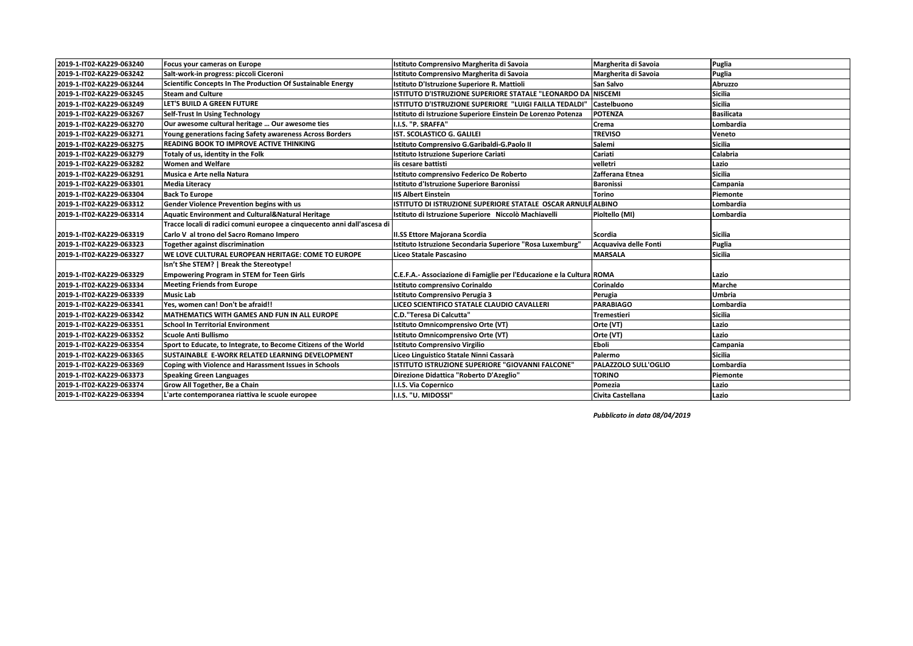| | | | | |
|---|---|---|---|---|
| 2019-1-IT02-KA229-063240 | Focus your cameras on Europe | Istituto Comprensivo Margherita di Savoia | Margherita di Savoia | Puglia |
| 2019-1-IT02-KA229-063242 | Salt-work-in progress: piccoli Ciceroni | Istituto Comprensivo Margherita di Savoia | Margherita di Savoia | Puglia |
| 2019-1-IT02-KA229-063244 | Scientific Concepts In The Production Of Sustainable Energy | Istituto D'Istruzione Superiore R. Mattioli | San Salvo | Abruzzo |
| 2019-1-IT02-KA229-063245 | Steam and Culture | ISTITUTO D'ISTRUZIONE SUPERIORE STATALE "LEONARDO DA | NISCEMI | Sicilia |
| 2019-1-IT02-KA229-063249 | LET'S BUILD A GREEN FUTURE | ISTITUTO D'ISTRUZIONE SUPERIORE "LUIGI FAILLA TEDALDI" | Castelbuono | Sicilia |
| 2019-1-IT02-KA229-063267 | Self-Trust In Using Technology | Istituto di Istruzione Superiore Einstein De Lorenzo Potenza | POTENZA | Basilicata |
| 2019-1-IT02-KA229-063270 | Our awesome cultural heritage … Our awesome ties | I.I.S. "P. SRAFFA" | Crema | Lombardia |
| 2019-1-IT02-KA229-063271 | Young generations facing Safety awareness Across Borders | IST. SCOLASTICO G. GALILEI | TREVISO | Veneto |
| 2019-1-IT02-KA229-063275 | READING BOOK TO IMPROVE ACTIVE THINKING | Istituto Comprensivo G.Garibaldi-G.Paolo II | Salemi | Sicilia |
| 2019-1-IT02-KA229-063279 | Totaly of us, identity in the Folk | Istituto Istruzione Superiore Cariati | Cariati | Calabria |
| 2019-1-IT02-KA229-063282 | Women and Welfare | iis cesare battisti | velletri | Lazio |
| 2019-1-IT02-KA229-063291 | Musica e Arte nella Natura | Istituto comprensivo Federico De Roberto | Zafferana Etnea | Sicilia |
| 2019-1-IT02-KA229-063301 | Media Literacy | Istituto d'Istruzione Superiore Baronissi | Baronissi | Campania |
| 2019-1-IT02-KA229-063304 | Back To Europe | IIS Albert Einstein | Torino | Piemonte |
| 2019-1-IT02-KA229-063312 | Gender Violence Prevention begins with us | ISTITUTO DI ISTRUZIONE SUPERIORE STATALE OSCAR ARNULF | ALBINO | Lombardia |
| 2019-1-IT02-KA229-063314 | Aquatic Environment and Cultural&Natural Heritage | Istituto di Istruzione Superiore Niccolò Machiavelli | Pioltello (MI) | Lombardia |
| 2019-1-IT02-KA229-063319 | Tracce locali di radici comuni europee a cinquecento anni dall'ascesa di Carlo V al trono del Sacro Romano Impero | II.SS Ettore Majorana Scordia | Scordia | Sicilia |
| 2019-1-IT02-KA229-063323 | Together against discrimination | Istituto Istruzione Secondaria Superiore "Rosa Luxemburg" | Acquaviva delle Fonti | Puglia |
| 2019-1-IT02-KA229-063327 | WE LOVE CULTURAL EUROPEAN HERITAGE: COME TO EUROPE | Liceo Statale Pascasino | MARSALA | Sicilia |
| 2019-1-IT02-KA229-063329 | Isn't She STEM? \| Break the Stereotype! Empowering Program in STEM for Teen Girls | C.E.F.A.- Associazione di Famiglie per l'Educazione e la Cultura | ROMA | Lazio |
| 2019-1-IT02-KA229-063334 | Meeting Friends from Europe | Istituto comprensivo Corinaldo | Corinaldo | Marche |
| 2019-1-IT02-KA229-063339 | Music Lab | Istituto Comprensivo Perugia 3 | Perugia | Umbria |
| 2019-1-IT02-KA229-063341 | Yes, women can! Don't be afraid!! | LICEO SCIENTIFICO STATALE CLAUDIO CAVALLERI | PARABIAGO | Lombardia |
| 2019-1-IT02-KA229-063342 | MATHEMATICS WITH GAMES AND FUN IN ALL EUROPE | C.D."Teresa Di Calcutta" | Tremestieri | Sicilia |
| 2019-1-IT02-KA229-063351 | School In Territorial Environment | Istituto Omnicomprensivo Orte (VT) | Orte (VT) | Lazio |
| 2019-1-IT02-KA229-063352 | Scuole Anti Bullismo | Istituto Omnicomprensivo Orte (VT) | Orte (VT) | Lazio |
| 2019-1-IT02-KA229-063354 | Sport to Educate, to Integrate, to Become Citizens of the World | Istituto Comprensivo Virgilio | Eboli | Campania |
| 2019-1-IT02-KA229-063365 | SUSTAINABLE E-WORK RELATED LEARNING DEVELOPMENT | Liceo Linguistico Statale Ninni Cassarà | Palermo | Sicilia |
| 2019-1-IT02-KA229-063369 | Coping with Violence and Harassment Issues in Schools | ISTITUTO ISTRUZIONE SUPERIORE "GIOVANNI FALCONE" | PALAZZOLO SULL'OGLIO | Lombardia |
| 2019-1-IT02-KA229-063373 | Speaking Green Languages | Direzione Didattica "Roberto D'Azeglio" | TORINO | Piemonte |
| 2019-1-IT02-KA229-063374 | Grow All Together, Be a Chain | I.I.S. Via Copernico | Pomezia | Lazio |
| 2019-1-IT02-KA229-063394 | L'arte contemporanea riattiva le scuole europee | I.I.S. "U. MIDOSSI" | Civita Castellana | Lazio |

*Pubblicato in data 08/04/2019*